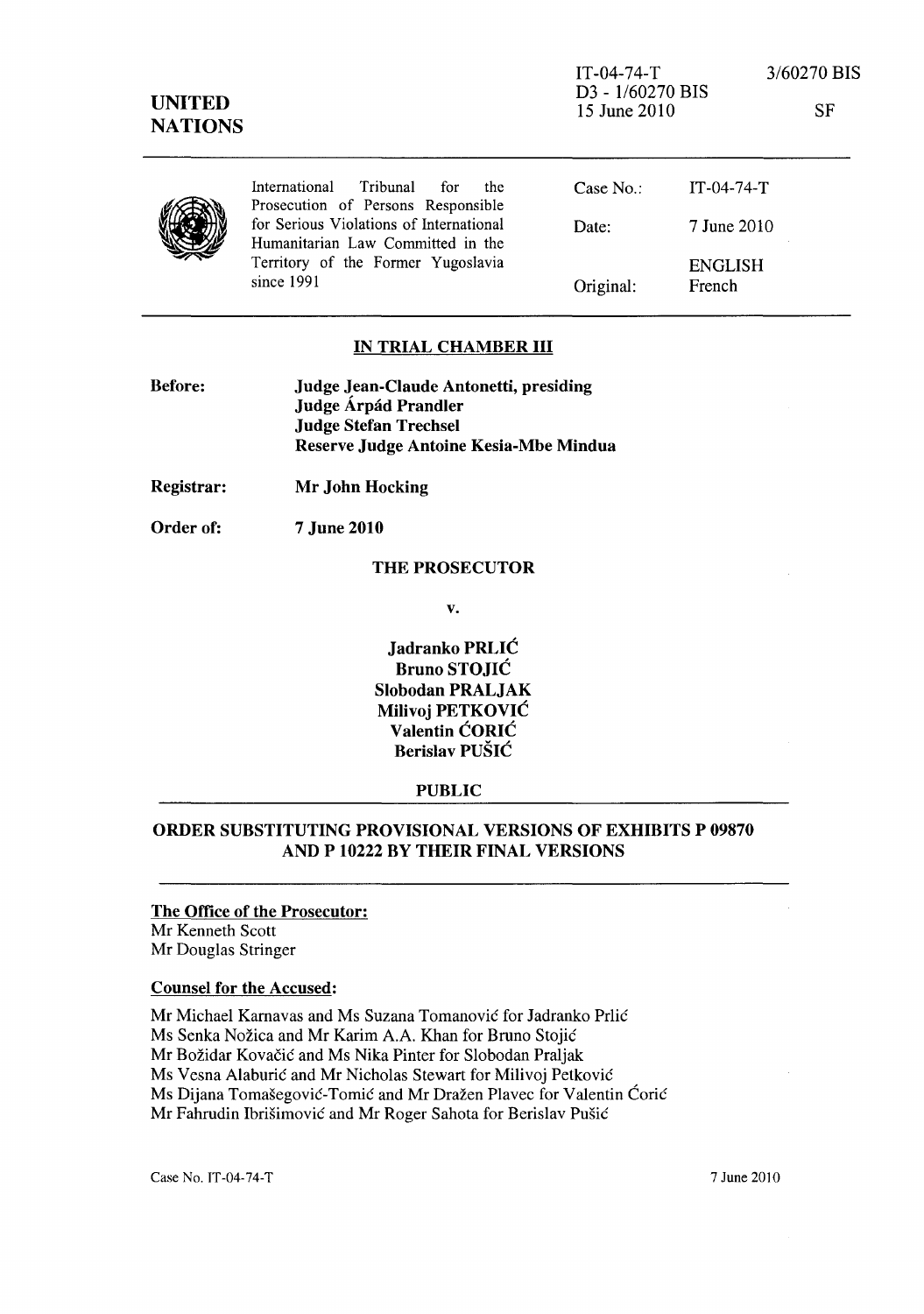IT-04-74-T 3/60270 BIS
D3 - 1/60270 BIS
15 June 2010 SF

**UNITED NATIONS**

International Tribunal for the Prosecution of Persons Responsible for Serious Violations of International Humanitarian Law Committed in the Territory of the Former Yugoslavia since 1991

| | |
|---|---|
| Case No.: | IT-04-74-T |
| Date: | 7 June 2010 |
| | ENGLISH |
| Original: | French |

## IN TRIAL CHAMBER III

**Before:**
**Judge Jean-Claude Antonetti, presiding**
**Judge Árpád Prandler**
**Judge Stefan Trechsel**
**Reserve Judge Antoine Kesia-Mbe Mindua**

**Registrar:** **Mr John Hocking**

**Order of:** **7 June 2010**

**THE PROSECUTOR**

**v.**

**Jadranko PRLIĆ**
**Bruno STOJIĆ**
**Slobodan PRALJAK**
**Milivoj PETKOVIĆ**
**Valentin ĆORIĆ**
**Berislav PUŠIĆ**

**PUBLIC**

## ORDER SUBSTITUTING PROVISIONAL VERSIONS OF EXHIBITS P 09870 AND P 10222 BY THEIR FINAL VERSIONS

**The Office of the Prosecutor:**
Mr Kenneth Scott
Mr Douglas Stringer

**Counsel for the Accused:**

Mr Michael Karnavas and Ms Suzana Tomanović for Jadranko Prlić
Ms Senka Nožica and Mr Karim A.A. Khan for Bruno Stojić
Mr Božidar Kovačić and Ms Nika Pinter for Slobodan Praljak
Ms Vesna Alaburić and Mr Nicholas Stewart for Milivoj Petković
Ms Dijana Tomašegović-Tomić and Mr Dražen Plavec for Valentin Ćorić
Mr Fahrudin Ibrišimović and Mr Roger Sahota for Berislav Pušić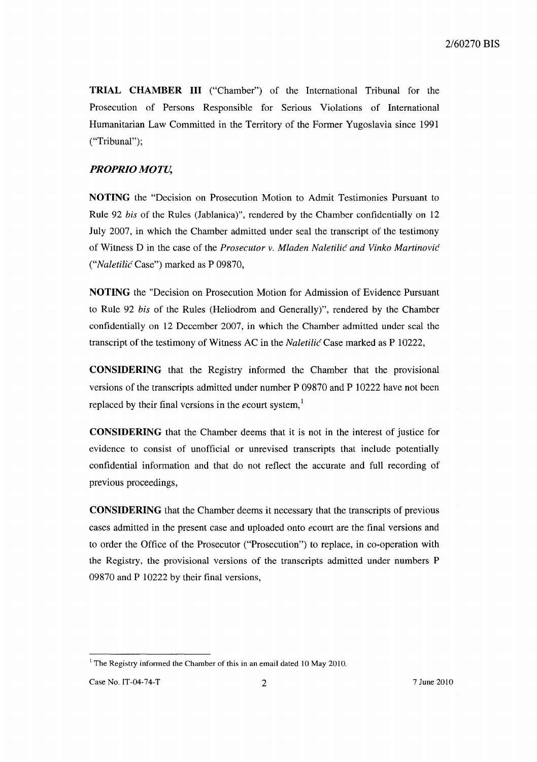**TRIAL CHAMBER III** ("Chamber") of the International Tribunal for the Prosecution of Persons Responsible for Serious Violations of International Humanitarian Law Committed in the Territory of the Former Yugoslavia since 1991 ("Tribunal");

***PROPRIO MOTU,***

**NOTING** the "Decision on Prosecution Motion to Admit Testimonies Pursuant to Rule 92 *bis* of the Rules (Jablanica)", rendered by the Chamber confidentially on 12 July 2007, in which the Chamber admitted under seal the transcript of the testimony of Witness D in the case of the *Prosecutor v. Mladen Naletilić and Vinko Martinović* ("*Naletilić* Case") marked as P 09870,

**NOTING** the "Decision on Prosecution Motion for Admission of Evidence Pursuant to Rule 92 *bis* of the Rules (Heliodrom and Generally)", rendered by the Chamber confidentially on 12 December 2007, in which the Chamber admitted under seal the transcript of the testimony of Witness AC in the *Naletilić* Case marked as P 10222,

**CONSIDERING** that the Registry informed the Chamber that the provisional versions of the transcripts admitted under number P 09870 and P 10222 have not been replaced by their final versions in the *e*court system,[1]

**CONSIDERING** that the Chamber deems that it is not in the interest of justice for evidence to consist of unofficial or unrevised transcripts that include potentially confidential information and that do not reflect the accurate and full recording of previous proceedings,

**CONSIDERING** that the Chamber deems it necessary that the transcripts of previous cases admitted in the present case and uploaded onto *e*court are the final versions and to order the Office of the Prosecutor ("Prosecution") to replace, in co-operation with the Registry, the provisional versions of the transcripts admitted under numbers P 09870 and P 10222 by their final versions,

---

[1] The Registry informed the Chamber of this in an email dated 10 May 2010.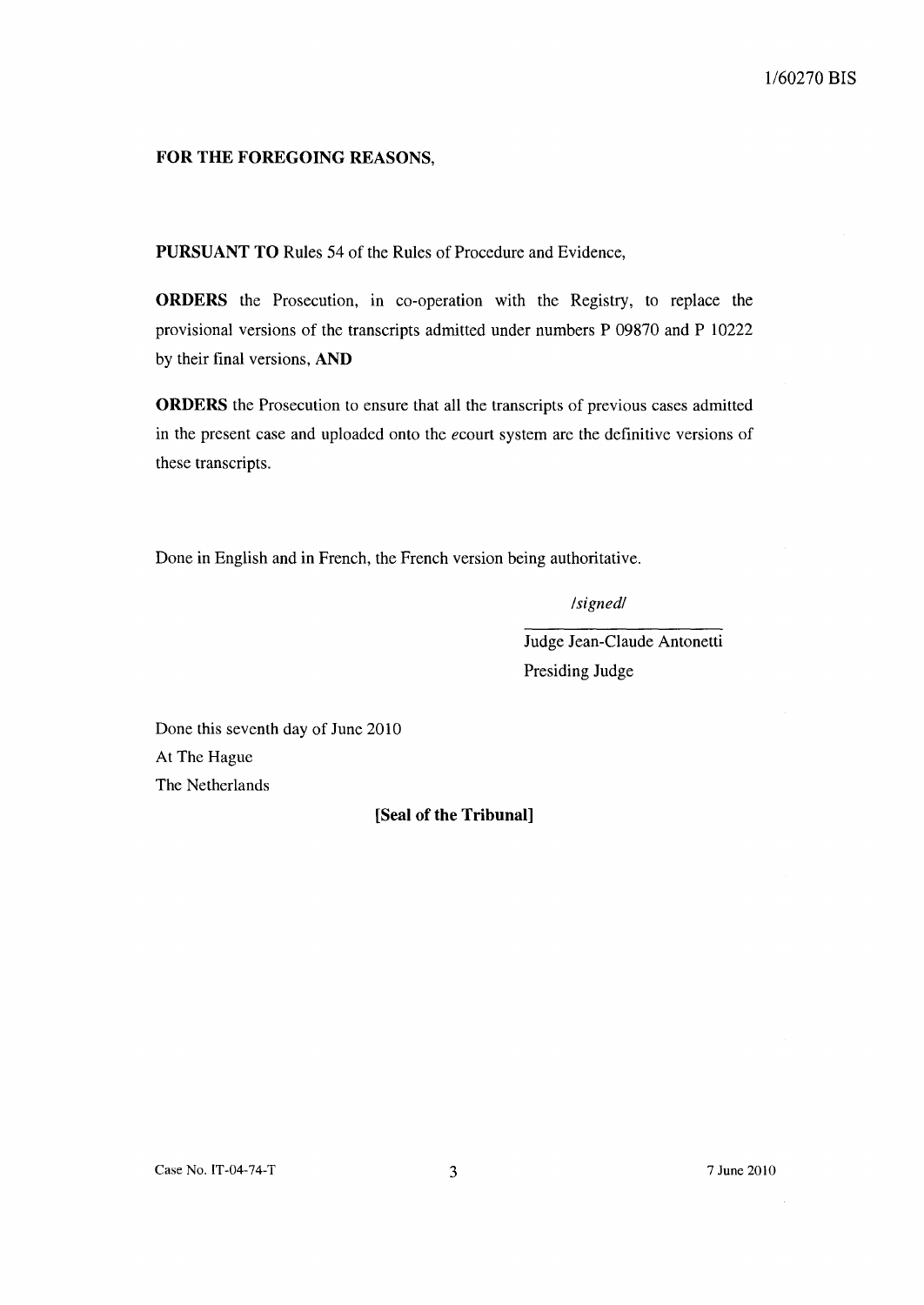**FOR THE FOREGOING REASONS,**

**PURSUANT TO** Rules 54 of the Rules of Procedure and Evidence,

**ORDERS** the Prosecution, in co-operation with the Registry, to replace the provisional versions of the transcripts admitted under numbers P 09870 and P 10222 by their final versions, **AND**

**ORDERS** the Prosecution to ensure that all the transcripts of previous cases admitted in the present case and uploaded onto the *e*court system are the definitive versions of these transcripts.

Done in English and in French, the French version being authoritative.

*/signed/*

Judge Jean-Claude Antonetti
Presiding Judge

Done this seventh day of June 2010
At The Hague
The Netherlands

**[Seal of the Tribunal]**